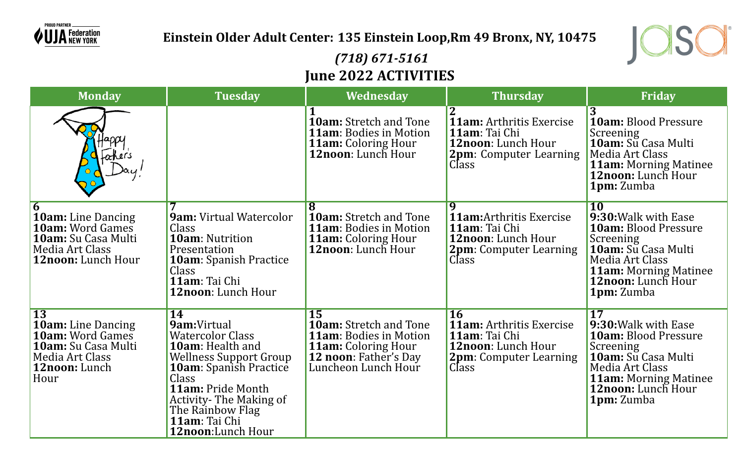**Einstein Older Adult Center: 135 Einstein Loop,Rm 49 Bronx, NY, 10475**

*(718) 671-5161*

## June 2022 ACTIVITIES

| Monday | Tuesday | Wednesday | Thursday | Friday |
|---|---|---|---|---|
| Happy Father's Day! | | **1**<br>**10am:** Stretch and Tone<br>**11am**: Bodies in Motion<br>**11am:** Coloring Hour<br>**12noon**: Lunch Hour | **2**<br>**11am:** Arthritis Exercise<br>**11am**: Tai Chi<br>**12noon**: Lunch Hour<br>**2pm**: Computer Learning Class | **3**<br>**10am:** Blood Pressure Screening<br>**10am:** Su Casa Multi Media Art Class<br>**11am:** Morning Matinee<br>**12noon:** Lunch Hour<br>**1pm:** Zumba |
| **6**<br>**10am:** Line Dancing<br>**10am:** Word Games<br>**10am:** Su Casa Multi Media Art Class<br>**12noon:** Lunch Hour | **7**<br>**9am:** Virtual Watercolor Class<br>**10am**: Nutrition Presentation<br>**10am**: Spanish Practice Class<br>**11am**: Tai Chi<br>**12noon**: Lunch Hour | **8**<br>**10am:** Stretch and Tone<br>**11am**: Bodies in Motion<br>**11am:** Coloring Hour<br>**12noon**: Lunch Hour | **9**<br>**11am:**Arthritis Exercise<br>**11am**: Tai Chi<br>**12noon**: Lunch Hour<br>**2pm**: Computer Learning Class | **10**<br>**9:30:**Walk with Ease<br>**10am:** Blood Pressure Screening<br>**10am:** Su Casa Multi Media Art Class<br>**11am:** Morning Matinee<br>**12noon:** Lunch Hour<br>**1pm:** Zumba |
| **13**<br>**10am:** Line Dancing<br>**10am:** Word Games<br>**10am:** Su Casa Multi Media Art Class<br>**12noon:** Lunch Hour | **14**<br>**9am:**Virtual Watercolor Class<br>**10am**: Health and Wellness Support Group<br>**10am**: Spanish Practice Class<br>**11am:** Pride Month Activity- The Making of The Rainbow Flag<br>**11am**: Tai Chi<br>**12noon**:Lunch Hour | **15**<br>**10am:** Stretch and Tone<br>**11am**: Bodies in Motion<br>**11am:** Coloring Hour<br>**12 noon**: Father's Day Luncheon Lunch Hour | **16**<br>**11am:** Arthritis Exercise<br>**11am**: Tai Chi<br>**12noon**: Lunch Hour<br>**2pm**: Computer Learning Class | **17**<br>**9:30:**Walk with Ease<br>**10am:** Blood Pressure Screening<br>**10am:** Su Casa Multi Media Art Class<br>**11am:** Morning Matinee<br>**12noon:** Lunch Hour<br>**1pm:** Zumba |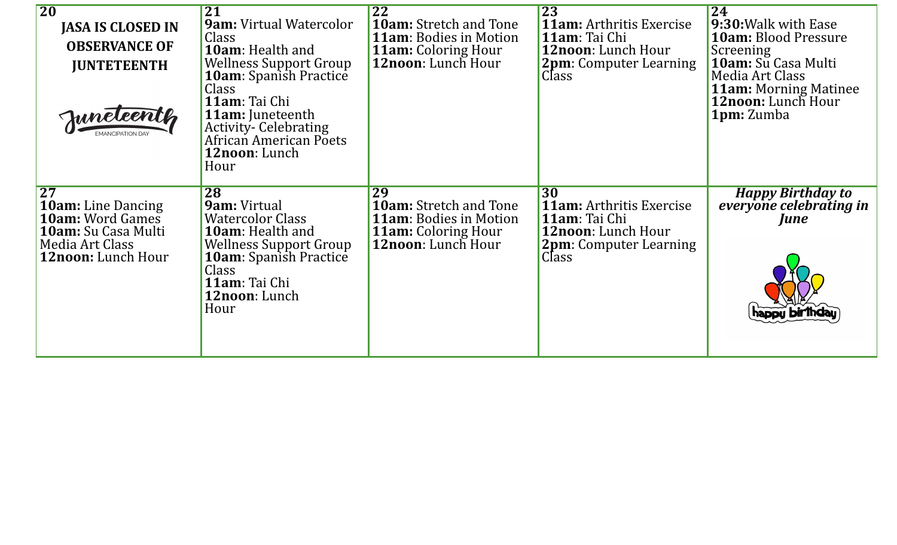| 20 | 21 | 22 | 23 | 24 |
|---|---|---|---|---|
| **JASA IS CLOSED IN OBSERVANCE OF JUNETEENTH**<br>Juneteenth<br>EMANCIPATION DAY | **9am:** Virtual Watercolor Class<br>**10am**: Health and Wellness Support Group<br>**10am**: Spanish Practice Class<br>**11am**: Tai Chi<br>**11am:** Juneteenth Activity- Celebrating African American Poets<br>**12noon**: Lunch Hour | **10am:** Stretch and Tone<br>**11am**: Bodies in Motion<br>**11am:** Coloring Hour<br>**12noon**: Lunch Hour | **11am:** Arthritis Exercise<br>**11am**: Tai Chi<br>**12noon**: Lunch Hour<br>**2pm**: Computer Learning Class | **9:30:**Walk with Ease<br>**10am:** Blood Pressure Screening<br>**10am:** Su Casa Multi Media Art Class<br>**11am:** Morning Matinee<br>**12noon:** Lunch Hour<br>**1pm:** Zumba |
| **27**<br>**10am:** Line Dancing<br>**10am:** Word Games<br>**10am:** Su Casa Multi Media Art Class<br>**12noon:** Lunch Hour | **28**<br>**9am:** Virtual Watercolor Class<br>**10am**: Health and Wellness Support Group<br>**10am**: Spanish Practice Class<br>**11am**: Tai Chi<br>**12noon**: Lunch Hour | **29**<br>**10am:** Stretch and Tone<br>**11am**: Bodies in Motion<br>**11am:** Coloring Hour<br>**12noon**: Lunch Hour | **30**<br>**11am:** Arthritis Exercise<br>**11am**: Tai Chi<br>**12noon**: Lunch Hour<br>**2pm**: Computer Learning Class | ***Happy Birthday to everyone celebrating in June***<br>happy birthday |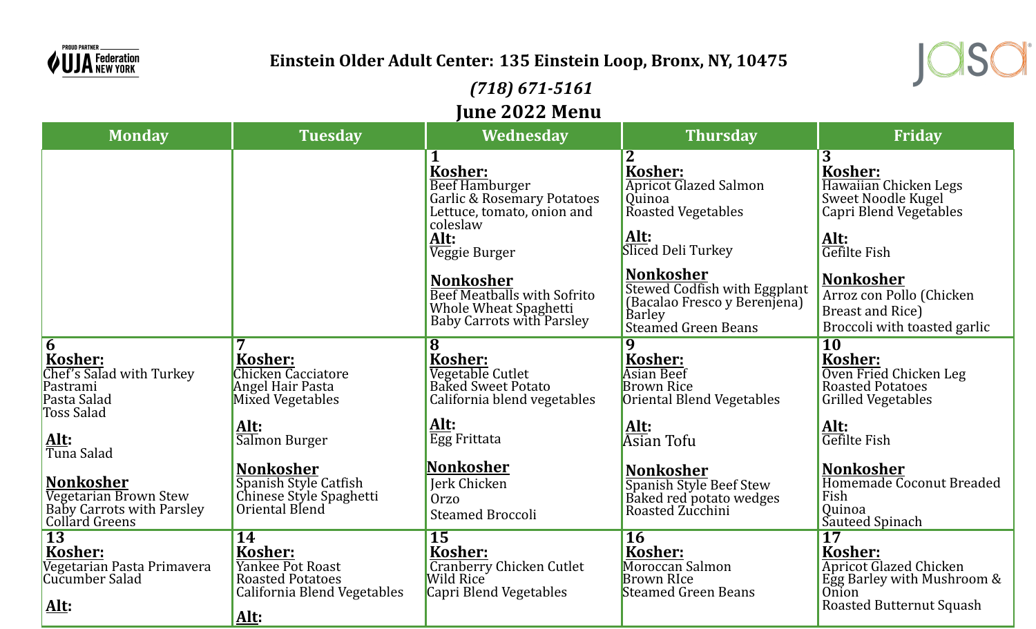**Einstein Older Adult Center: 135 Einstein Loop, Bronx, NY, 10475**

*(718) 671-5161*

## June 2022 Menu

| Monday | Tuesday | Wednesday | Thursday | Friday |
|---|---|---|---|---|
| | | **1**<br>**Kosher:**<br>Beef Hamburger<br>Garlic & Rosemary Potatoes<br>Lettuce, tomato, onion and coleslaw<br>**Alt:**<br>Veggie Burger<br><br>**Nonkosher**<br>Beef Meatballs with Sofrito<br>Whole Wheat Spaghetti<br>Baby Carrots with Parsley | **2**<br>**Kosher:**<br>Apricot Glazed Salmon<br>Quinoa<br>Roasted Vegetables<br><br>**Alt:**<br>Sliced Deli Turkey<br><br>**Nonkosher**<br>Stewed Codfish with Eggplant (Bacalao Fresco y Berenjena)<br>Barley<br>Steamed Green Beans | **3**<br>**Kosher:**<br>Hawaiian Chicken Legs<br>Sweet Noodle Kugel<br>Capri Blend Vegetables<br><br>**Alt:**<br>Gefilte Fish<br><br>**Nonkosher**<br>Arroz con Pollo (Chicken Breast and Rice)<br>Broccoli with toasted garlic |
| **6**<br>**Kosher:**<br>Chef's Salad with Turkey Pastrami<br>Pasta Salad<br>Toss Salad<br><br>**Alt:**<br>Tuna Salad<br><br>**Nonkosher**<br>Vegetarian Brown Stew<br>Baby Carrots with Parsley<br>Collard Greens | **7**<br>**Kosher:**<br>Chicken Cacciatore<br>Angel Hair Pasta<br>Mixed Vegetables<br><br>**Alt:**<br>Salmon Burger<br><br>**Nonkosher**<br>Spanish Style Catfish<br>Chinese Style Spaghetti<br>Oriental Blend | **8**<br>**Kosher:**<br>Vegetable Cutlet<br>Baked Sweet Potato<br>California blend vegetables<br><br>**Alt:**<br>Egg Frittata<br><br>**Nonkosher**<br>Jerk Chicken<br>Orzo<br>Steamed Broccoli | **9**<br>**Kosher:**<br>Asian Beef<br>Brown Rice<br>Oriental Blend Vegetables<br><br>**Alt:**<br>Asian Tofu<br><br>**Nonkosher**<br>Spanish Style Beef Stew<br>Baked red potato wedges<br>Roasted Zucchini | **10**<br>**Kosher:**<br>Oven Fried Chicken Leg<br>Roasted Potatoes<br>Grilled Vegetables<br><br>**Alt:**<br>Gefilte Fish<br><br>**Nonkosher**<br>Homemade Coconut Breaded Fish<br>Quinoa<br>Sauteed Spinach |
| **13**<br>**Kosher:**<br>Vegetarian Pasta Primavera<br>Cucumber Salad<br><br>**Alt:** | **14**<br>**Kosher:**<br>Yankee Pot Roast<br>Roasted Potatoes<br>California Blend Vegetables<br><br>**Alt:** | **15**<br>**Kosher:**<br>Cranberry Chicken Cutlet<br>Wild Rice<br>Capri Blend Vegetables | **16**<br>**Kosher:**<br>Moroccan Salmon<br>Brown RIce<br>Steamed Green Beans | **17**<br>**Kosher:**<br>Apricot Glazed Chicken<br>Egg Barley with Mushroom & Onion<br>Roasted Butternut Squash |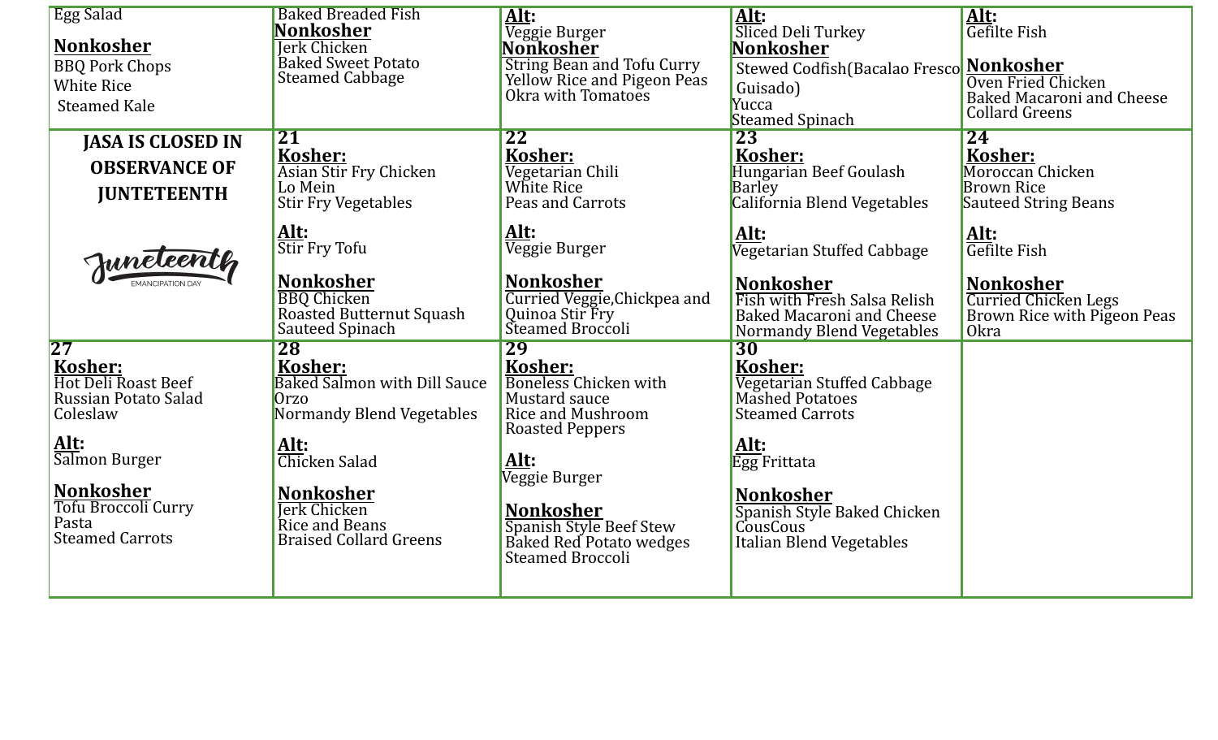| | | | | |
|---|---|---|---|---|
| Egg Salad<br>**Nonkosher**<br>BBQ Pork Chops<br>White Rice<br>Steamed Kale | Baked Breaded Fish<br>**Nonkosher**<br>Jerk Chicken<br>Baked Sweet Potato<br>Steamed Cabbage | **Alt:**<br>Veggie Burger<br>**Nonkosher**<br>String Bean and Tofu Curry<br>Yellow Rice and Pigeon Peas<br>Okra with Tomatoes | **Alt:**<br>Sliced Deli Turkey<br>**Nonkosher**<br>Stewed Codfish(Bacalao Fresco Guisado)<br>Yucca<br>Steamed Spinach | **Alt:**<br>Gefilte Fish<br>**Nonkosher**<br>Oven Fried Chicken<br>Baked Macaroni and Cheese<br>Collard Greens |
| **JASA IS CLOSED IN OBSERVANCE OF JUNETEENTH**<br>Juneteenth<br>EMANCIPATION DAY | **21**<br>**Kosher:**<br>Asian Stir Fry Chicken<br>Lo Mein<br>Stir Fry Vegetables<br>**Alt:**<br>Stir Fry Tofu<br>**Nonkosher**<br>BBQ Chicken<br>Roasted Butternut Squash<br>Sauteed Spinach | **22**<br>**Kosher:**<br>Vegetarian Chili<br>White Rice<br>Peas and Carrots<br>**Alt:**<br>Veggie Burger<br>**Nonkosher**<br>Curried Veggie,Chickpea and Quinoa Stir Fry<br>Steamed Broccoli | **23**<br>**Kosher:**<br>Hungarian Beef Goulash<br>Barley<br>California Blend Vegetables<br>**Alt:**<br>Vegetarian Stuffed Cabbage<br>**Nonkosher**<br>Fish with Fresh Salsa Relish<br>Baked Macaroni and Cheese<br>Normandy Blend Vegetables | **24**<br>**Kosher:**<br>Moroccan Chicken<br>Brown Rice<br>Sauteed String Beans<br>**Alt:**<br>Gefilte Fish<br>**Nonkosher**<br>Curried Chicken Legs<br>Brown Rice with Pigeon Peas<br>Okra |
| **27**<br>**Kosher:**<br>Hot Deli Roast Beef<br>Russian Potato Salad<br>Coleslaw<br>**Alt:**<br>Salmon Burger<br>**Nonkosher**<br>Tofu Broccoli Curry<br>Pasta<br>Steamed Carrots | **28**<br>**Kosher:**<br>Baked Salmon with Dill Sauce<br>Orzo<br>Normandy Blend Vegetables<br>**Alt:**<br>Chicken Salad<br>**Nonkosher**<br>Jerk Chicken<br>Rice and Beans<br>Braised Collard Greens | **29**<br>**Kosher:**<br>Boneless Chicken with Mustard sauce<br>Rice and Mushroom<br>Roasted Peppers<br>**Alt:**<br>Veggie Burger<br>**Nonkosher**<br>Spanish Style Beef Stew<br>Baked Red Potato wedges<br>Steamed Broccoli | **30**<br>**Kosher:**<br>Vegetarian Stuffed Cabbage<br>Mashed Potatoes<br>Steamed Carrots<br>**Alt:**<br>Egg Frittata<br>**Nonkosher**<br>Spanish Style Baked Chicken<br>CousCous<br>Italian Blend Vegetables | |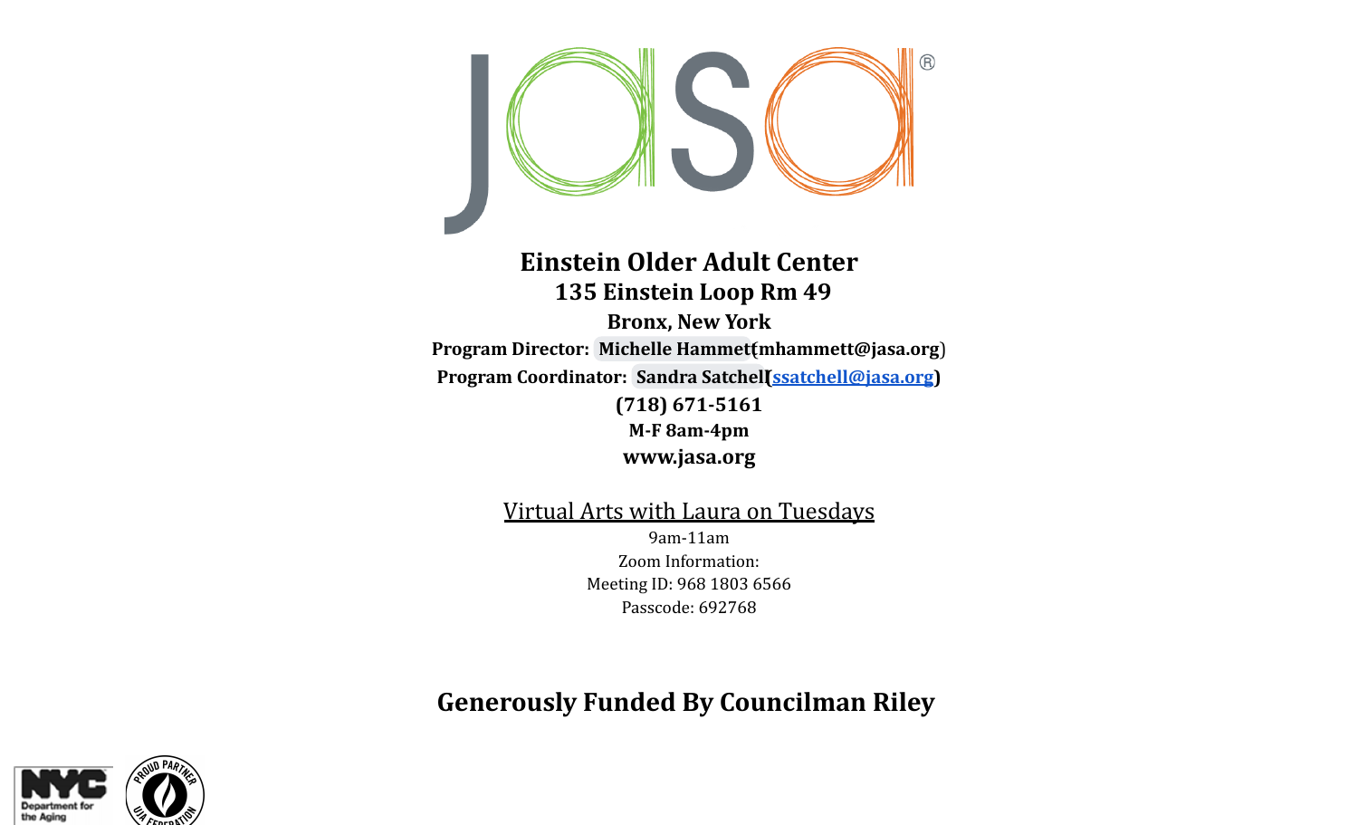# Einstein Older Adult Center

**135 Einstein Loop Rm 49**

**Bronx, New York**

**Program Director: Michelle Hammett(mhammett@jasa.org)**

**Program Coordinator: Sandra Satchell(ssatchell@jasa.org)**

**(718) 671-5161**

**M-F 8am-4pm**

**www.jasa.org**

Virtual Arts with Laura on Tuesdays

9am-11am

Zoom Information:

Meeting ID: 968 1803 6566

Passcode: 692768

**Generously Funded By Councilman Riley**